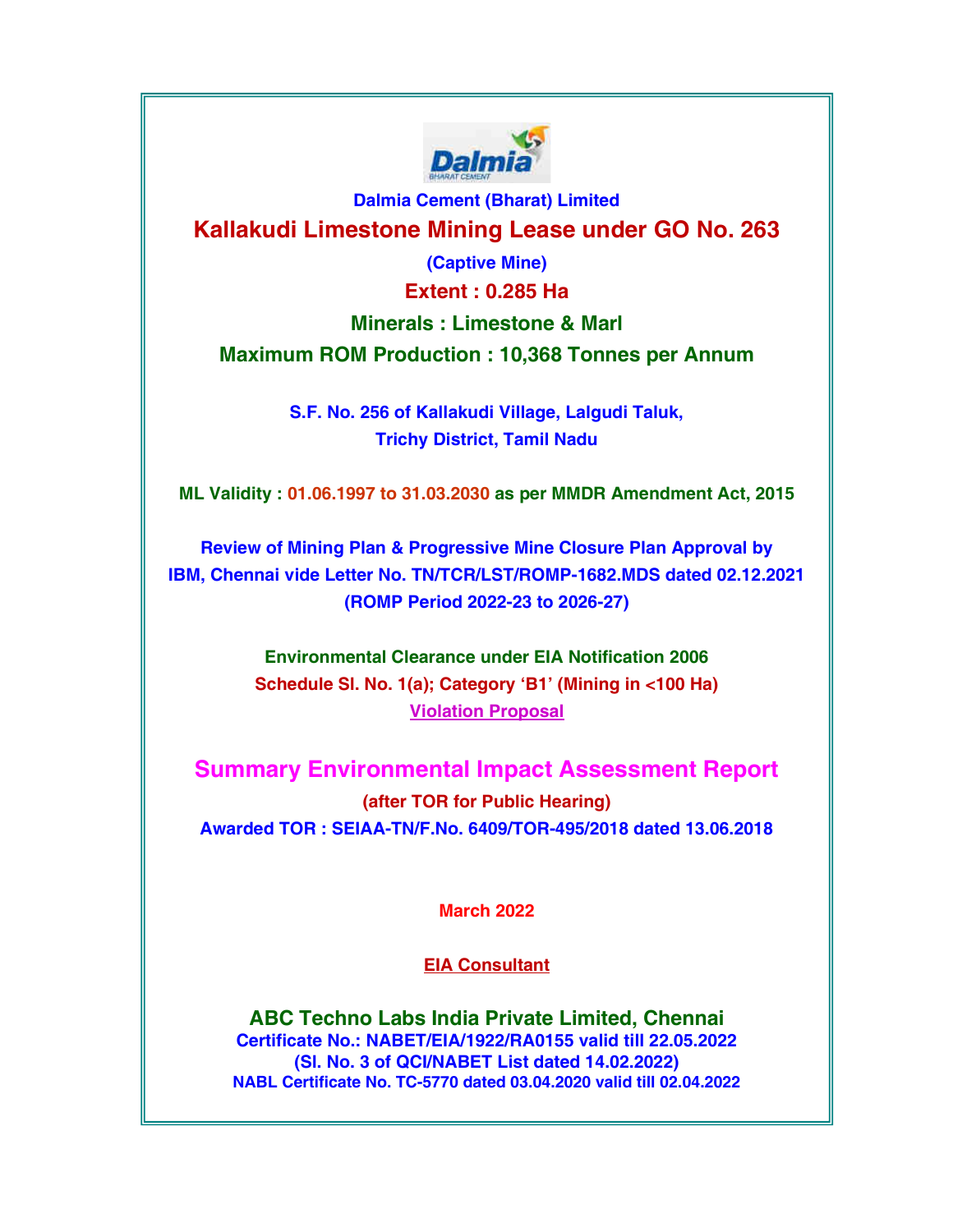**Dalmia Cement (Bharat) Limited**

# Kallakudi Limestone Mining Lease under GO No. 263

**(Captive Mine)**

**Extent : 0.285 Ha**

**Minerals : Limestone & Marl**

**Maximum ROM Production : 10,368 Tonnes per Annum**

**S.F. No. 256 of Kallakudi Village, Lalgudi Taluk,**
**Trichy District, Tamil Nadu**

**ML Validity : 01.06.1997 to 31.03.2030 as per MMDR Amendment Act, 2015**

**Review of Mining Plan & Progressive Mine Closure Plan Approval by IBM, Chennai vide Letter No. TN/TCR/LST/ROMP-1682.MDS dated 02.12.2021**
**(ROMP Period 2022-23 to 2026-27)**

**Environmental Clearance under EIA Notification 2006**
**Schedule Sl. No. 1(a); Category 'B1' (Mining in <100 Ha)**
**Violation Proposal**

## Summary Environmental Impact Assessment Report

**(after TOR for Public Hearing)**

**Awarded TOR : SEIAA-TN/F.No. 6409/TOR-495/2018 dated 13.06.2018**

**March 2022**

**EIA Consultant**

**ABC Techno Labs India Private Limited, Chennai**
**Certificate No.: NABET/EIA/1922/RA0155 valid till 22.05.2022**
**(Sl. No. 3 of QCI/NABET List dated 14.02.2022)**
**NABL Certificate No. TC-5770 dated 03.04.2020 valid till 02.04.2022**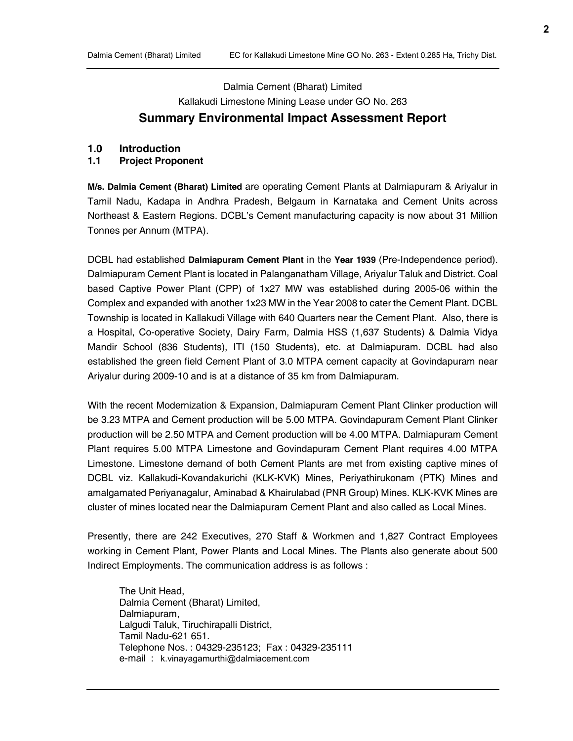Dalmia Cement (Bharat) Limited

Kallakudi Limestone Mining Lease under GO No. 263

# Summary Environmental Impact Assessment Report

## 1.0 Introduction

### 1.1 Project Proponent

**M/s. Dalmia Cement (Bharat) Limited** are operating Cement Plants at Dalmiapuram & Ariyalur in Tamil Nadu, Kadapa in Andhra Pradesh, Belgaum in Karnataka and Cement Units across Northeast & Eastern Regions. DCBL's Cement manufacturing capacity is now about 31 Million Tonnes per Annum (MTPA).

DCBL had established **Dalmiapuram Cement Plant** in the **Year 1939** (Pre-Independence period). Dalmiapuram Cement Plant is located in Palanganatham Village, Ariyalur Taluk and District. Coal based Captive Power Plant (CPP) of 1x27 MW was established during 2005-06 within the Complex and expanded with another 1x23 MW in the Year 2008 to cater the Cement Plant. DCBL Township is located in Kallakudi Village with 640 Quarters near the Cement Plant. Also, there is a Hospital, Co-operative Society, Dairy Farm, Dalmia HSS (1,637 Students) & Dalmia Vidya Mandir School (836 Students), ITI (150 Students), etc. at Dalmiapuram. DCBL had also established the green field Cement Plant of 3.0 MTPA cement capacity at Govindapuram near Ariyalur during 2009-10 and is at a distance of 35 km from Dalmiapuram.

With the recent Modernization & Expansion, Dalmiapuram Cement Plant Clinker production will be 3.23 MTPA and Cement production will be 5.00 MTPA. Govindapuram Cement Plant Clinker production will be 2.50 MTPA and Cement production will be 4.00 MTPA. Dalmiapuram Cement Plant requires 5.00 MTPA Limestone and Govindapuram Cement Plant requires 4.00 MTPA Limestone. Limestone demand of both Cement Plants are met from existing captive mines of DCBL viz. Kallakudi-Kovandakurichi (KLK-KVK) Mines, Periyathirukonam (PTK) Mines and amalgamated Periyanagalur, Aminabad & Khairulabad (PNR Group) Mines. KLK-KVK Mines are cluster of mines located near the Dalmiapuram Cement Plant and also called as Local Mines.

Presently, there are 242 Executives, 270 Staff & Workmen and 1,827 Contract Employees working in Cement Plant, Power Plants and Local Mines. The Plants also generate about 500 Indirect Employments. The communication address is as follows :

The Unit Head,
Dalmia Cement (Bharat) Limited,
Dalmiapuram,
Lalgudi Taluk, Tiruchirapalli District,
Tamil Nadu-621 651.
Telephone Nos. : 04329-235123; Fax : 04329-235111
e-mail : k.vinayagamurthi@dalmiacement.com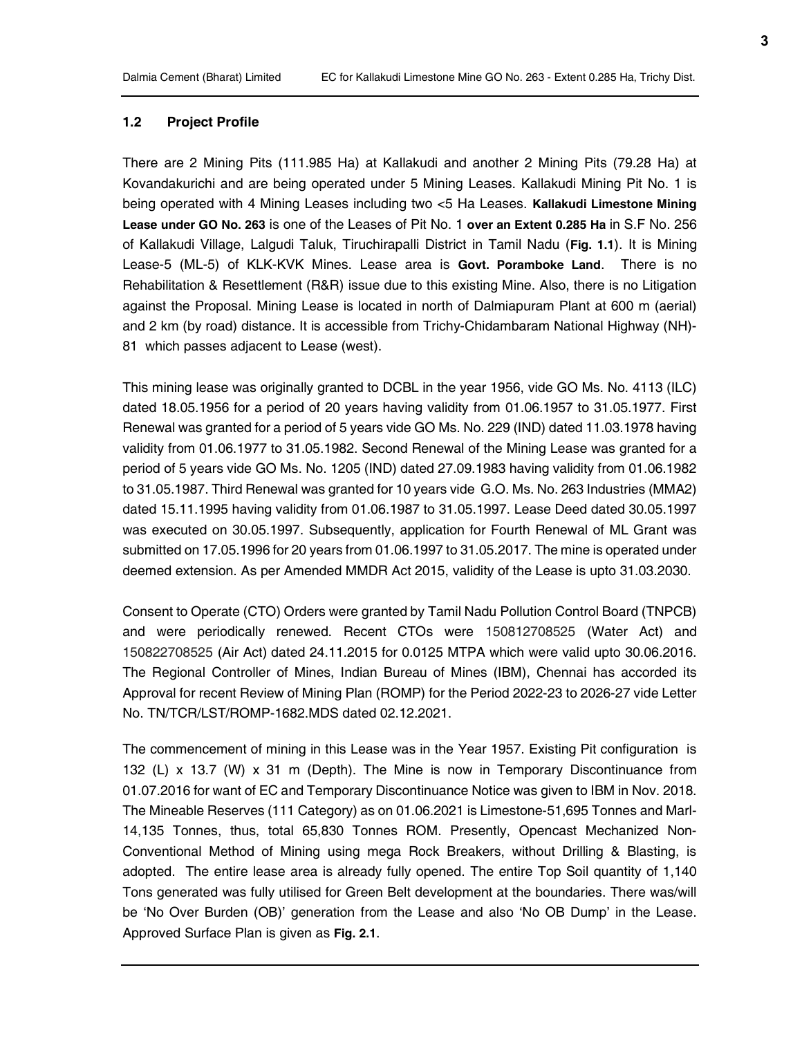### 1.2 Project Profile

There are 2 Mining Pits (111.985 Ha) at Kallakudi and another 2 Mining Pits (79.28 Ha) at Kovandakurichi and are being operated under 5 Mining Leases. Kallakudi Mining Pit No. 1 is being operated with 4 Mining Leases including two <5 Ha Leases. **Kallakudi Limestone Mining Lease under GO No. 263** is one of the Leases of Pit No. 1 **over an Extent 0.285 Ha** in S.F No. 256 of Kallakudi Village, Lalgudi Taluk, Tiruchirapalli District in Tamil Nadu (**Fig. 1.1**). It is Mining Lease-5 (ML-5) of KLK-KVK Mines. Lease area is **Govt. Poramboke Land**. There is no Rehabilitation & Resettlement (R&R) issue due to this existing Mine. Also, there is no Litigation against the Proposal. Mining Lease is located in north of Dalmiapuram Plant at 600 m (aerial) and 2 km (by road) distance. It is accessible from Trichy-Chidambaram National Highway (NH)-81 which passes adjacent to Lease (west).

This mining lease was originally granted to DCBL in the year 1956, vide GO Ms. No. 4113 (ILC) dated 18.05.1956 for a period of 20 years having validity from 01.06.1957 to 31.05.1977. First Renewal was granted for a period of 5 years vide GO Ms. No. 229 (IND) dated 11.03.1978 having validity from 01.06.1977 to 31.05.1982. Second Renewal of the Mining Lease was granted for a period of 5 years vide GO Ms. No. 1205 (IND) dated 27.09.1983 having validity from 01.06.1982 to 31.05.1987. Third Renewal was granted for 10 years vide G.O. Ms. No. 263 Industries (MMA2) dated 15.11.1995 having validity from 01.06.1987 to 31.05.1997. Lease Deed dated 30.05.1997 was executed on 30.05.1997. Subsequently, application for Fourth Renewal of ML Grant was submitted on 17.05.1996 for 20 years from 01.06.1997 to 31.05.2017. The mine is operated under deemed extension. As per Amended MMDR Act 2015, validity of the Lease is upto 31.03.2030.

Consent to Operate (CTO) Orders were granted by Tamil Nadu Pollution Control Board (TNPCB) and were periodically renewed. Recent CTOs were 150812708525 (Water Act) and 150822708525 (Air Act) dated 24.11.2015 for 0.0125 MTPA which were valid upto 30.06.2016. The Regional Controller of Mines, Indian Bureau of Mines (IBM), Chennai has accorded its Approval for recent Review of Mining Plan (ROMP) for the Period 2022-23 to 2026-27 vide Letter No. TN/TCR/LST/ROMP-1682.MDS dated 02.12.2021.

The commencement of mining in this Lease was in the Year 1957. Existing Pit configuration is 132 (L) x 13.7 (W) x 31 m (Depth). The Mine is now in Temporary Discontinuance from 01.07.2016 for want of EC and Temporary Discontinuance Notice was given to IBM in Nov. 2018. The Mineable Reserves (111 Category) as on 01.06.2021 is Limestone-51,695 Tonnes and Marl-14,135 Tonnes, thus, total 65,830 Tonnes ROM. Presently, Opencast Mechanized Non-Conventional Method of Mining using mega Rock Breakers, without Drilling & Blasting, is adopted. The entire lease area is already fully opened. The entire Top Soil quantity of 1,140 Tons generated was fully utilised for Green Belt development at the boundaries. There was/will be 'No Over Burden (OB)' generation from the Lease and also 'No OB Dump' in the Lease. Approved Surface Plan is given as **Fig. 2.1**.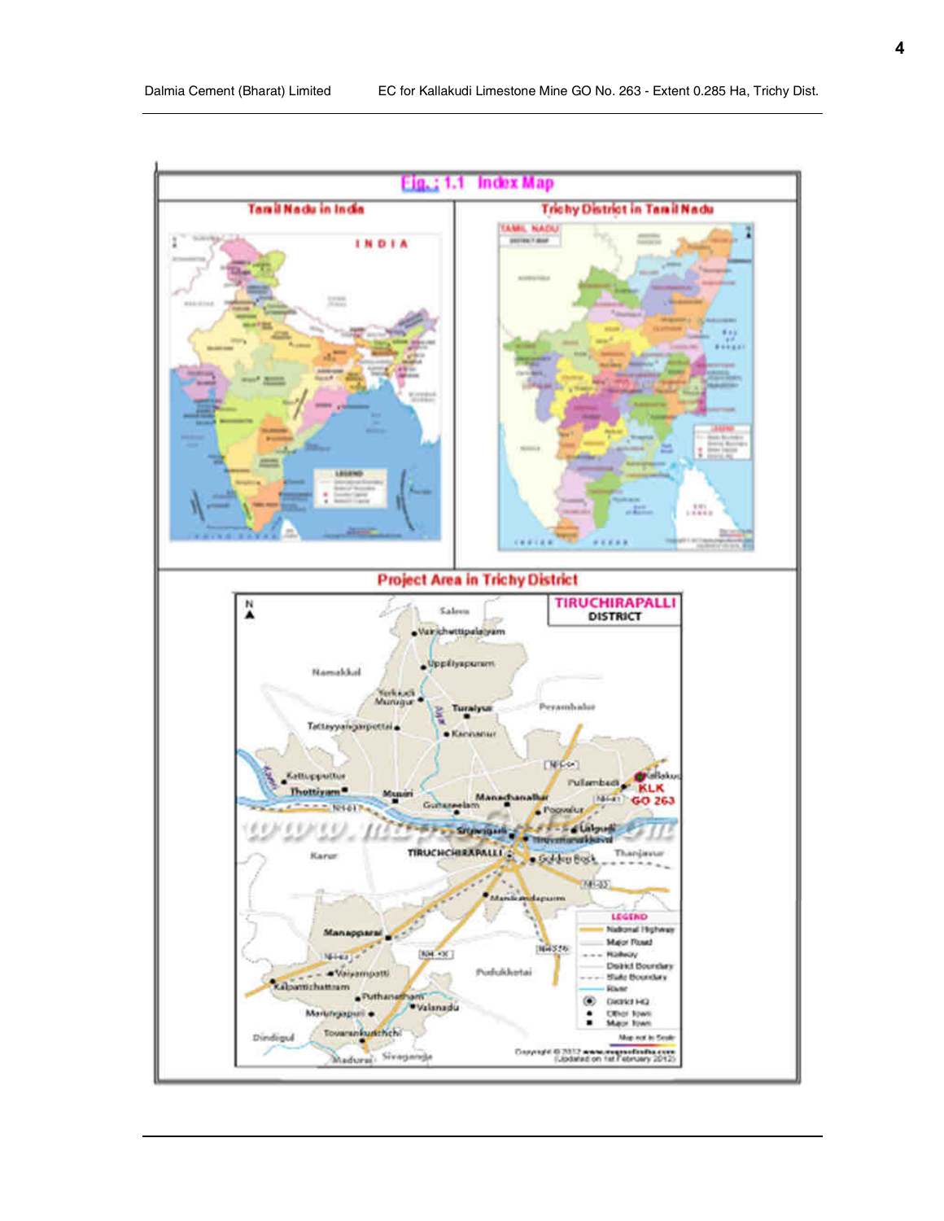## Fig.: 1.1 Index Map

**Tamil Nadu in India**

**Trichy District in Tamil Nadu**

**Project Area in Trichy District**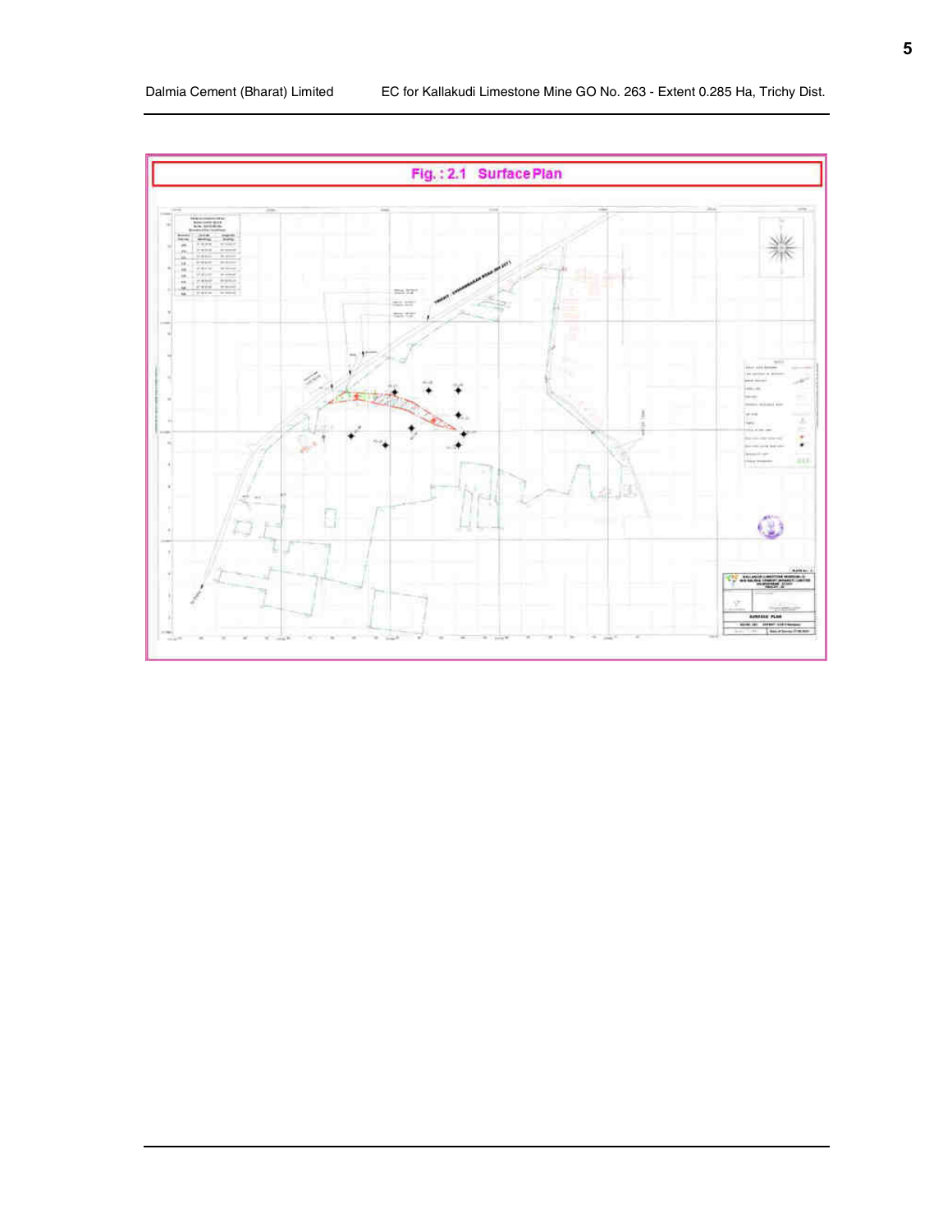Fig. : 2.1 Surface Plan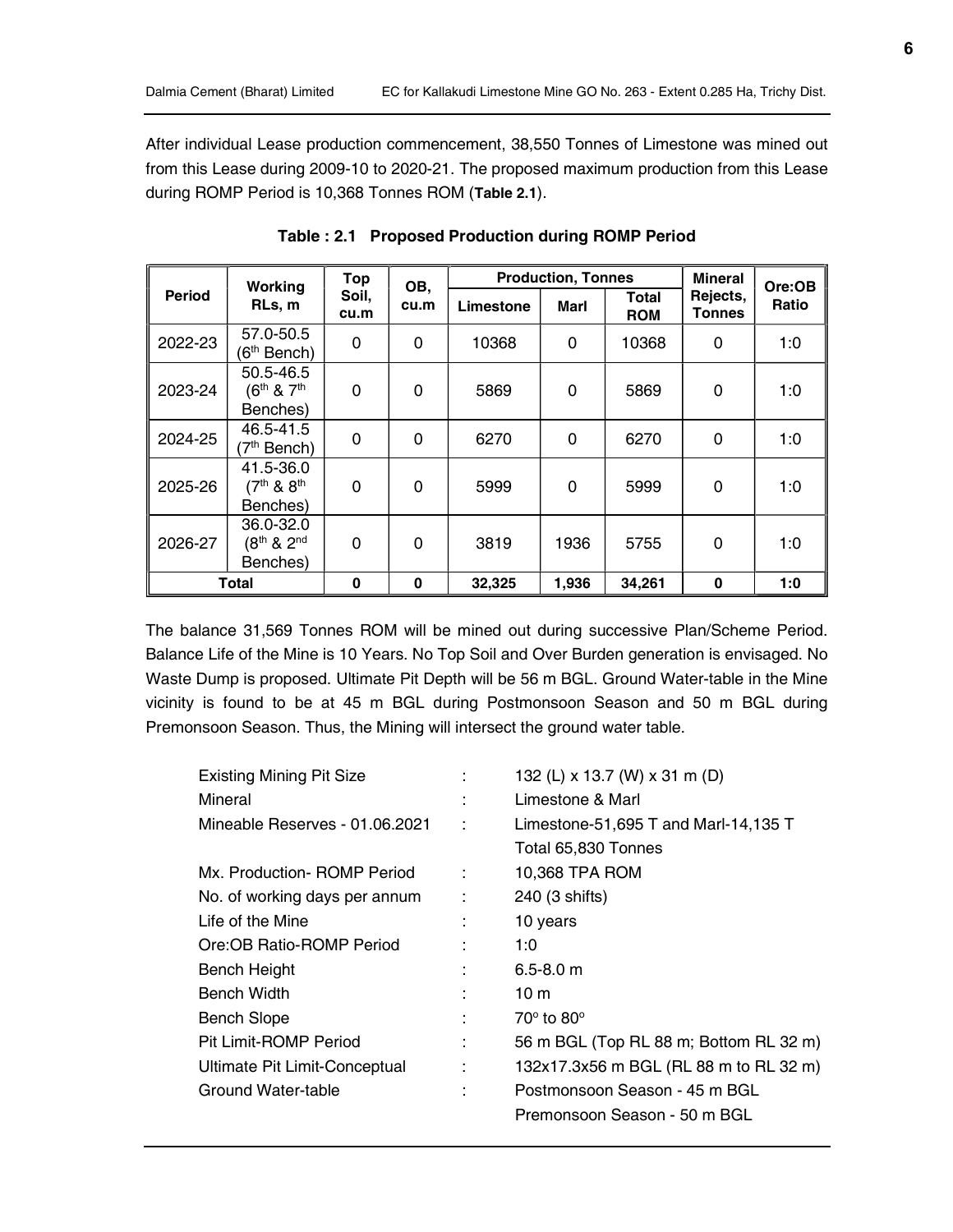After individual Lease production commencement, 38,550 Tonnes of Limestone was mined out from this Lease during 2009-10 to 2020-21. The proposed maximum production from this Lease during ROMP Period is 10,368 Tonnes ROM (**Table 2.1**).

**Table : 2.1 Proposed Production during ROMP Period**

| Period | Working RLs, m | Top Soil, cu.m | OB, cu.m | Production, Tonnes | | | Mineral Rejects, Tonnes | Ore:OB Ratio |
|---|---|---|---|---|---|---|---|---|
| | | | | Limestone | Marl | Total ROM | | |
| 2022-23 | 57.0-50.5 (6th Bench) | 0 | 0 | 10368 | 0 | 10368 | 0 | 1:0 |
| 2023-24 | 50.5-46.5 (6th & 7th Benches) | 0 | 0 | 5869 | 0 | 5869 | 0 | 1:0 |
| 2024-25 | 46.5-41.5 (7th Bench) | 0 | 0 | 6270 | 0 | 6270 | 0 | 1:0 |
| 2025-26 | 41.5-36.0 (7th & 8th Benches) | 0 | 0 | 5999 | 0 | 5999 | 0 | 1:0 |
| 2026-27 | 36.0-32.0 (8th & 2nd Benches) | 0 | 0 | 3819 | 1936 | 5755 | 0 | 1:0 |
| **Total** | | **0** | **0** | **32,325** | **1,936** | **34,261** | **0** | **1:0** |

The balance 31,569 Tonnes ROM will be mined out during successive Plan/Scheme Period. Balance Life of the Mine is 10 Years. No Top Soil and Over Burden generation is envisaged. No Waste Dump is proposed. Ultimate Pit Depth will be 56 m BGL. Ground Water-table in the Mine vicinity is found to be at 45 m BGL during Postmonsoon Season and 50 m BGL during Premonsoon Season. Thus, the Mining will intersect the ground water table.

| | | |
|---|---|---|
| Existing Mining Pit Size | : | 132 (L) x 13.7 (W) x 31 m (D) |
| Mineral | : | Limestone & Marl |
| Mineable Reserves - 01.06.2021 | : | Limestone-51,695 T and Marl-14,135 T<br>Total 65,830 Tonnes |
| Mx. Production- ROMP Period | : | 10,368 TPA ROM |
| No. of working days per annum | : | 240 (3 shifts) |
| Life of the Mine | : | 10 years |
| Ore:OB Ratio-ROMP Period | : | 1:0 |
| Bench Height | : | 6.5-8.0 m |
| Bench Width | : | 10 m |
| Bench Slope | : | $70^{\circ}$ to $80^{\circ}$ |
| Pit Limit-ROMP Period | : | 56 m BGL (Top RL 88 m; Bottom RL 32 m) |
| Ultimate Pit Limit-Conceptual | : | 132x17.3x56 m BGL (RL 88 m to RL 32 m) |
| Ground Water-table | : | Postmonsoon Season - 45 m BGL<br>Premonsoon Season - 50 m BGL |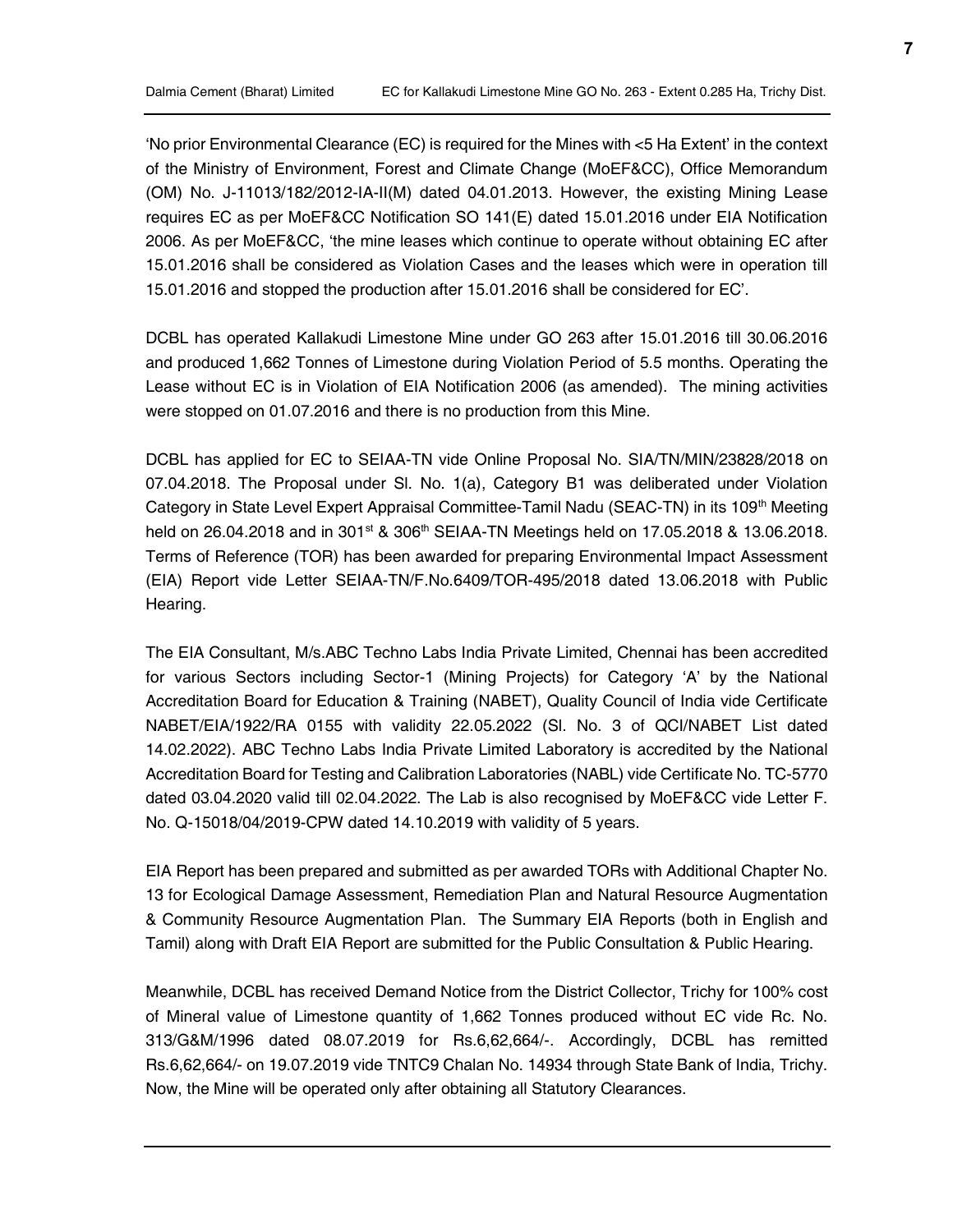'No prior Environmental Clearance (EC) is required for the Mines with <5 Ha Extent' in the context of the Ministry of Environment, Forest and Climate Change (MoEF&CC), Office Memorandum (OM) No. J-11013/182/2012-IA-II(M) dated 04.01.2013. However, the existing Mining Lease requires EC as per MoEF&CC Notification SO 141(E) dated 15.01.2016 under EIA Notification 2006. As per MoEF&CC, 'the mine leases which continue to operate without obtaining EC after 15.01.2016 shall be considered as Violation Cases and the leases which were in operation till 15.01.2016 and stopped the production after 15.01.2016 shall be considered for EC'.

DCBL has operated Kallakudi Limestone Mine under GO 263 after 15.01.2016 till 30.06.2016 and produced 1,662 Tonnes of Limestone during Violation Period of 5.5 months. Operating the Lease without EC is in Violation of EIA Notification 2006 (as amended). The mining activities were stopped on 01.07.2016 and there is no production from this Mine.

DCBL has applied for EC to SEIAA-TN vide Online Proposal No. SIA/TN/MIN/23828/2018 on 07.04.2018. The Proposal under Sl. No. 1(a), Category B1 was deliberated under Violation Category in State Level Expert Appraisal Committee-Tamil Nadu (SEAC-TN) in its 109th Meeting held on 26.04.2018 and in 301st & 306th SEIAA-TN Meetings held on 17.05.2018 & 13.06.2018. Terms of Reference (TOR) has been awarded for preparing Environmental Impact Assessment (EIA) Report vide Letter SEIAA-TN/F.No.6409/TOR-495/2018 dated 13.06.2018 with Public Hearing.

The EIA Consultant, M/s.ABC Techno Labs India Private Limited, Chennai has been accredited for various Sectors including Sector-1 (Mining Projects) for Category 'A' by the National Accreditation Board for Education & Training (NABET), Quality Council of India vide Certificate NABET/EIA/1922/RA 0155 with validity 22.05.2022 (Sl. No. 3 of QCI/NABET List dated 14.02.2022). ABC Techno Labs India Private Limited Laboratory is accredited by the National Accreditation Board for Testing and Calibration Laboratories (NABL) vide Certificate No. TC-5770 dated 03.04.2020 valid till 02.04.2022. The Lab is also recognised by MoEF&CC vide Letter F. No. Q-15018/04/2019-CPW dated 14.10.2019 with validity of 5 years.

EIA Report has been prepared and submitted as per awarded TORs with Additional Chapter No. 13 for Ecological Damage Assessment, Remediation Plan and Natural Resource Augmentation & Community Resource Augmentation Plan. The Summary EIA Reports (both in English and Tamil) along with Draft EIA Report are submitted for the Public Consultation & Public Hearing.

Meanwhile, DCBL has received Demand Notice from the District Collector, Trichy for 100% cost of Mineral value of Limestone quantity of 1,662 Tonnes produced without EC vide Rc. No. 313/G&M/1996 dated 08.07.2019 for Rs.6,62,664/-. Accordingly, DCBL has remitted Rs.6,62,664/- on 19.07.2019 vide TNTC9 Chalan No. 14934 through State Bank of India, Trichy. Now, the Mine will be operated only after obtaining all Statutory Clearances.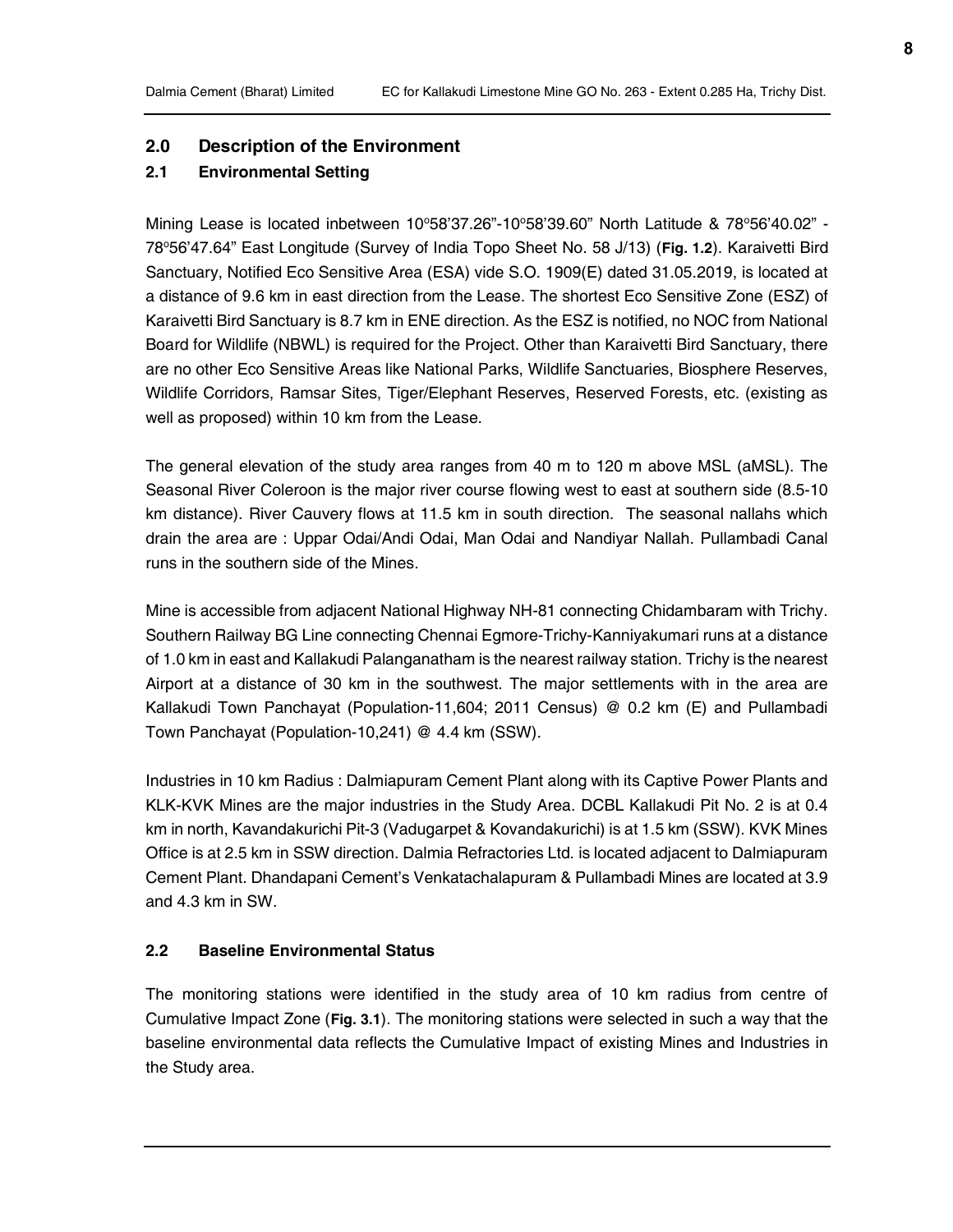## 2.0 Description of the Environment

### 2.1 Environmental Setting

Mining Lease is located inbetween 10°58'37.26"-10°58'39.60" North Latitude & 78°56'40.02" - 78°56'47.64" East Longitude (Survey of India Topo Sheet No. 58 J/13) (**Fig. 1.2**). Karaivetti Bird Sanctuary, Notified Eco Sensitive Area (ESA) vide S.O. 1909(E) dated 31.05.2019, is located at a distance of 9.6 km in east direction from the Lease. The shortest Eco Sensitive Zone (ESZ) of Karaivetti Bird Sanctuary is 8.7 km in ENE direction. As the ESZ is notified, no NOC from National Board for Wildlife (NBWL) is required for the Project. Other than Karaivetti Bird Sanctuary, there are no other Eco Sensitive Areas like National Parks, Wildlife Sanctuaries, Biosphere Reserves, Wildlife Corridors, Ramsar Sites, Tiger/Elephant Reserves, Reserved Forests, etc. (existing as well as proposed) within 10 km from the Lease.

The general elevation of the study area ranges from 40 m to 120 m above MSL (aMSL). The Seasonal River Coleroon is the major river course flowing west to east at southern side (8.5-10 km distance). River Cauvery flows at 11.5 km in south direction. The seasonal nallahs which drain the area are : Uppar Odai/Andi Odai, Man Odai and Nandiyar Nallah. Pullambadi Canal runs in the southern side of the Mines.

Mine is accessible from adjacent National Highway NH-81 connecting Chidambaram with Trichy. Southern Railway BG Line connecting Chennai Egmore-Trichy-Kanniyakumari runs at a distance of 1.0 km in east and Kallakudi Palanganatham is the nearest railway station. Trichy is the nearest Airport at a distance of 30 km in the southwest. The major settlements with in the area are Kallakudi Town Panchayat (Population-11,604; 2011 Census) @ 0.2 km (E) and Pullambadi Town Panchayat (Population-10,241) @ 4.4 km (SSW).

Industries in 10 km Radius : Dalmiapuram Cement Plant along with its Captive Power Plants and KLK-KVK Mines are the major industries in the Study Area. DCBL Kallakudi Pit No. 2 is at 0.4 km in north, Kavandakurichi Pit-3 (Vadugarpet & Kovandakurichi) is at 1.5 km (SSW). KVK Mines Office is at 2.5 km in SSW direction. Dalmia Refractories Ltd. is located adjacent to Dalmiapuram Cement Plant. Dhandapani Cement's Venkatachalapuram & Pullambadi Mines are located at 3.9 and 4.3 km in SW.

### 2.2 Baseline Environmental Status

The monitoring stations were identified in the study area of 10 km radius from centre of Cumulative Impact Zone (**Fig. 3.1**). The monitoring stations were selected in such a way that the baseline environmental data reflects the Cumulative Impact of existing Mines and Industries in the Study area.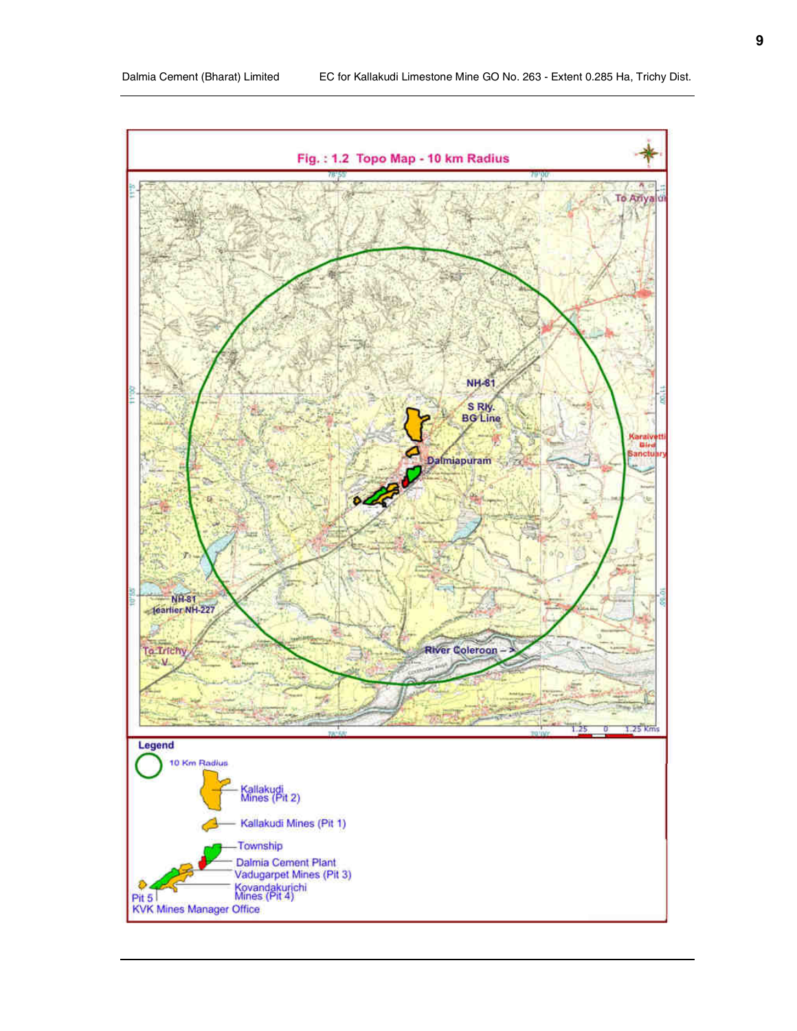**Fig. : 1.2 Topo Map - 10 km Radius**

**Legend**

- 10 Km Radius
- Kallakudi Mines (Pit 2)
- Kallakudi Mines (Pit 1)
- Township
- Dalmia Cement Plant
- Vadugarpet Mines (Pit 3)
- Kovandakurichi Mines (Pit 4)
- Pit 5
- KVK Mines Manager Office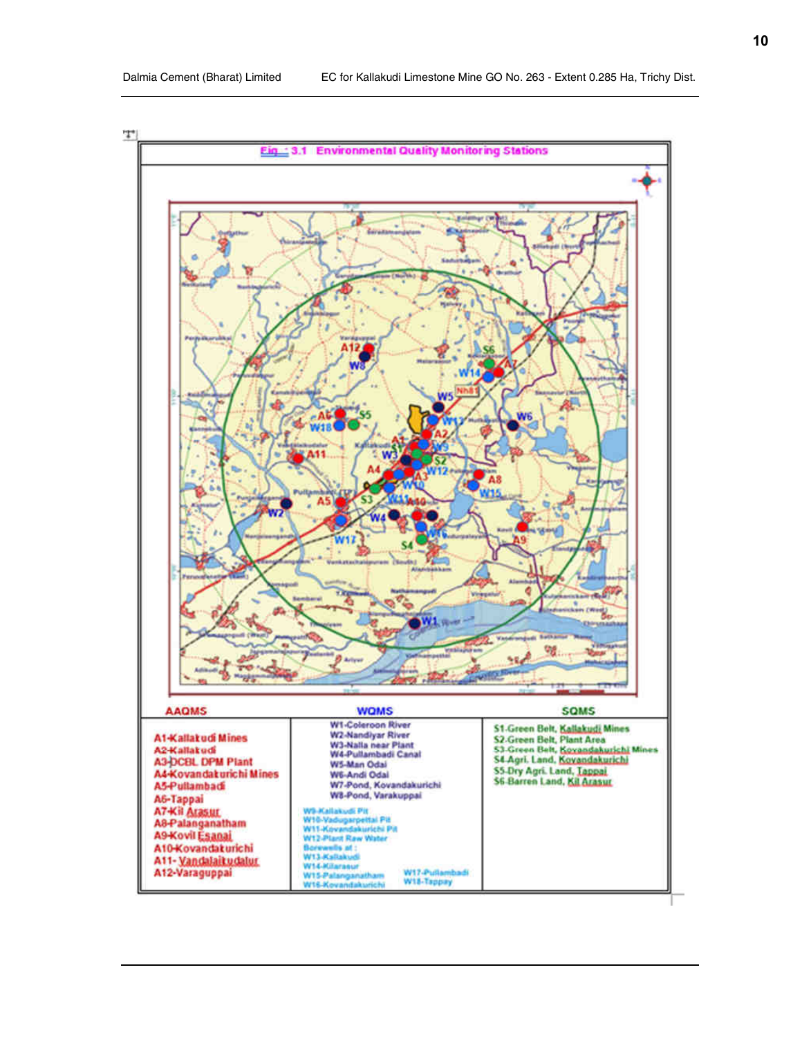Fig. 3.1 Environmental Quality Monitoring Stations

| AAQMS | WQMS | SQMS |
| --- | --- | --- |
| A1-Kallakudi Mines<br>A2-Kallakudi<br>A3-DCBL DPM Plant<br>A4-Kovandakurichi Mines<br>A5-Pullambadi<br>A6-Tappai<br>A7-Kil Arasur<br>A8-Palanganatham<br>A9-Kovil Esanai<br>A10-Kovandakurichi<br>A11- Vandalaikudalur<br>A12-Varaguppai | W1-Coleroon River<br>W2-Nandiyar River<br>W3-Nalla near Plant<br>W4-Pullambadi Canal<br>W5-Man Odai<br>W6-Andi Odai<br>W7-Pond, Kovandakurichi<br>W8-Pond, Varakuppai<br>W9-Kallakudi Pit<br>W10-Vadugarpettai Pit<br>W11-Kovandakurichi Pit<br>W12-Plant Raw Water<br>Borewells at :<br>W13-Kallakudi<br>W14-Kilarasur<br>W15-Palanganatham<br>W16-Kovandakurichi<br>W17-Pullambadi<br>W18-Tappay | S1-Green Belt, Kallakudi Mines<br>S2-Green Belt, Plant Area<br>S3-Green Belt, Kovandakurichi Mines<br>S4-Agri. Land, Kovandakurichi<br>S5-Dry Agri. Land, Tappai<br>S6-Barren Land, Kil Arasur |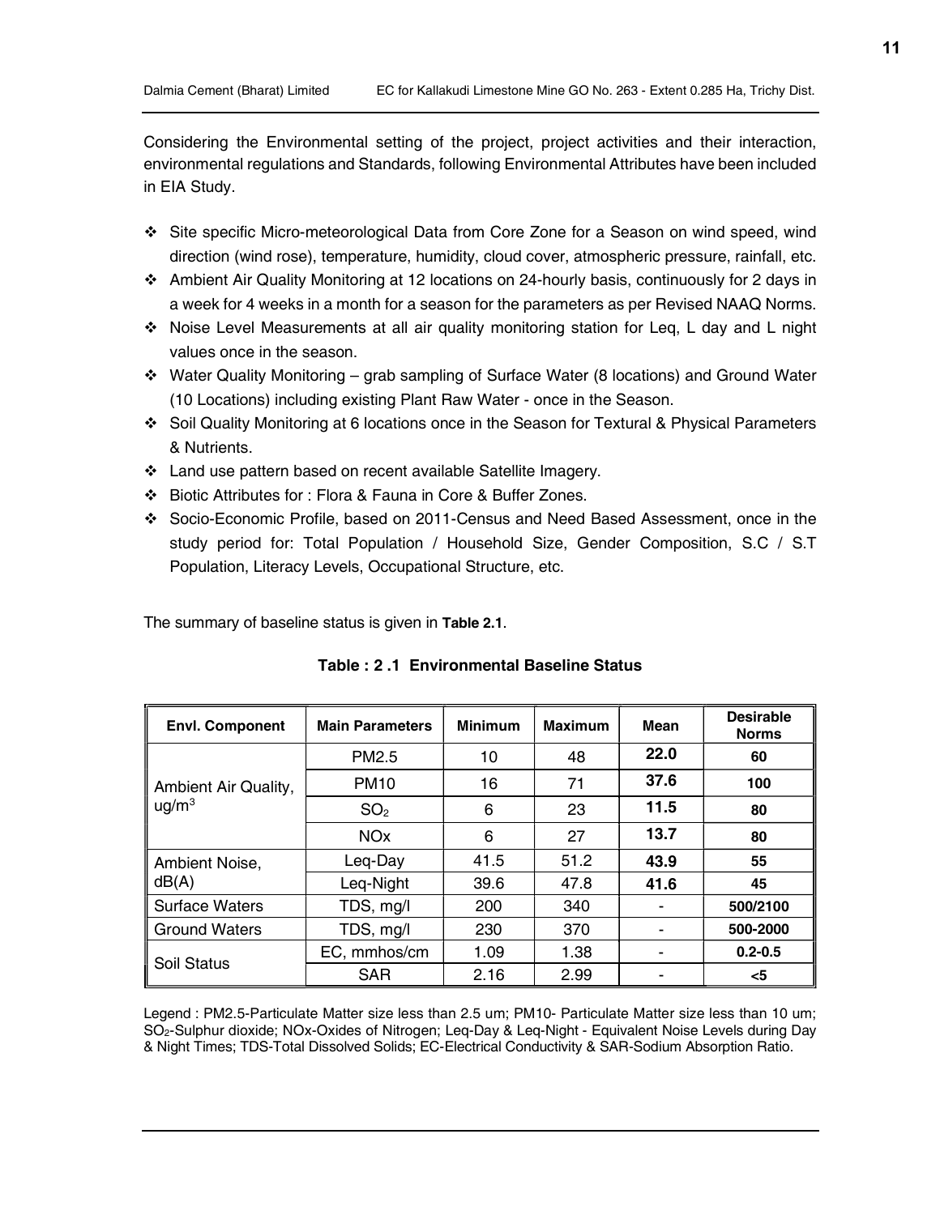Considering the Environmental setting of the project, project activities and their interaction, environmental regulations and Standards, following Environmental Attributes have been included in EIA Study.

- Site specific Micro-meteorological Data from Core Zone for a Season on wind speed, wind direction (wind rose), temperature, humidity, cloud cover, atmospheric pressure, rainfall, etc.
- Ambient Air Quality Monitoring at 12 locations on 24-hourly basis, continuously for 2 days in a week for 4 weeks in a month for a season for the parameters as per Revised NAAQ Norms.
- Noise Level Measurements at all air quality monitoring station for Leq, L day and L night values once in the season.
- Water Quality Monitoring – grab sampling of Surface Water (8 locations) and Ground Water (10 Locations) including existing Plant Raw Water - once in the Season.
- Soil Quality Monitoring at 6 locations once in the Season for Textural & Physical Parameters & Nutrients.
- Land use pattern based on recent available Satellite Imagery.
- Biotic Attributes for : Flora & Fauna in Core & Buffer Zones.
- Socio-Economic Profile, based on 2011-Census and Need Based Assessment, once in the study period for: Total Population / Household Size, Gender Composition, S.C / S.T Population, Literacy Levels, Occupational Structure, etc.

The summary of baseline status is given in **Table 2.1**.

**Table : 2 .1 Environmental Baseline Status**

| Envl. Component | Main Parameters | Minimum | Maximum | Mean | Desirable Norms |
|---|---|---|---|---|---|
| Ambient Air Quality, ug/m$^3$ | PM2.5 | 10 | 48 | **22.0** | **60** |
| | PM10 | 16 | 71 | **37.6** | **100** |
| | $SO_2$ | 6 | 23 | **11.5** | **80** |
| | NOx | 6 | 27 | **13.7** | **80** |
| Ambient Noise, dB(A) | Leq-Day | 41.5 | 51.2 | **43.9** | **55** |
| | Leq-Night | 39.6 | 47.8 | **41.6** | **45** |
| Surface Waters | TDS, mg/l | 200 | 340 | - | **500/2100** |
| Ground Waters | TDS, mg/l | 230 | 370 | - | **500-2000** |
| Soil Status | EC, mmhos/cm | 1.09 | 1.38 | - | **0.2-0.5** |
| | SAR | 2.16 | 2.99 | - | **<5** |

Legend : PM2.5-Particulate Matter size less than 2.5 um; PM10- Particulate Matter size less than 10 um; $SO_2$-Sulphur dioxide; NOx-Oxides of Nitrogen; Leq-Day & Leq-Night - Equivalent Noise Levels during Day & Night Times; TDS-Total Dissolved Solids; EC-Electrical Conductivity & SAR-Sodium Absorption Ratio.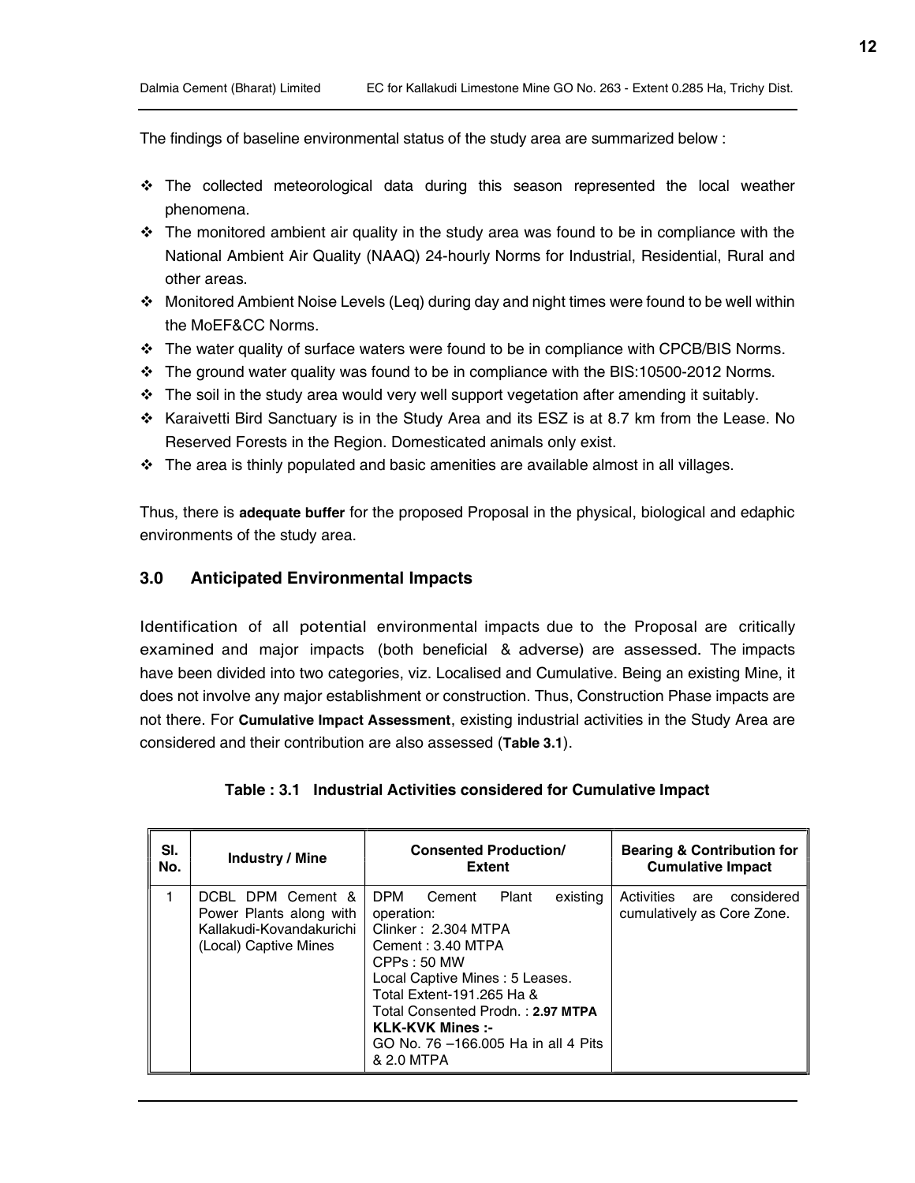The findings of baseline environmental status of the study area are summarized below :

- The collected meteorological data during this season represented the local weather phenomena.
- The monitored ambient air quality in the study area was found to be in compliance with the National Ambient Air Quality (NAAQ) 24-hourly Norms for Industrial, Residential, Rural and other areas.
- Monitored Ambient Noise Levels (Leq) during day and night times were found to be well within the MoEF&CC Norms.
- The water quality of surface waters were found to be in compliance with CPCB/BIS Norms.
- The ground water quality was found to be in compliance with the BIS:10500-2012 Norms.
- The soil in the study area would very well support vegetation after amending it suitably.
- Karaivetti Bird Sanctuary is in the Study Area and its ESZ is at 8.7 km from the Lease. No Reserved Forests in the Region. Domesticated animals only exist.
- The area is thinly populated and basic amenities are available almost in all villages.

Thus, there is **adequate buffer** for the proposed Proposal in the physical, biological and edaphic environments of the study area.

## 3.0 Anticipated Environmental Impacts

Identification of all potential environmental impacts due to the Proposal are critically examined and major impacts (both beneficial & adverse) are assessed. The impacts have been divided into two categories, viz. Localised and Cumulative. Being an existing Mine, it does not involve any major establishment or construction. Thus, Construction Phase impacts are not there. For **Cumulative Impact Assessment**, existing industrial activities in the Study Area are considered and their contribution are also assessed (**Table 3.1**).

**Table : 3.1 Industrial Activities considered for Cumulative Impact**

| Sl. No. | Industry / Mine | Consented Production/ Extent | Bearing & Contribution for Cumulative Impact |
|---|---|---|---|
| 1 | DCBL DPM Cement & Power Plants along with Kallakudi-Kovandakurichi (Local) Captive Mines | DPM Cement Plant existing operation:<br>Clinker : 2.304 MTPA<br>Cement : 3.40 MTPA<br>CPPs : 50 MW<br>Local Captive Mines : 5 Leases.<br>Total Extent-191.265 Ha &<br>Total Consented Prodn. : **2.97 MTPA**<br>**KLK-KVK Mines :-**<br>GO No. 76 –166.005 Ha in all 4 Pits & 2.0 MTPA | Activities are considered cumulatively as Core Zone. |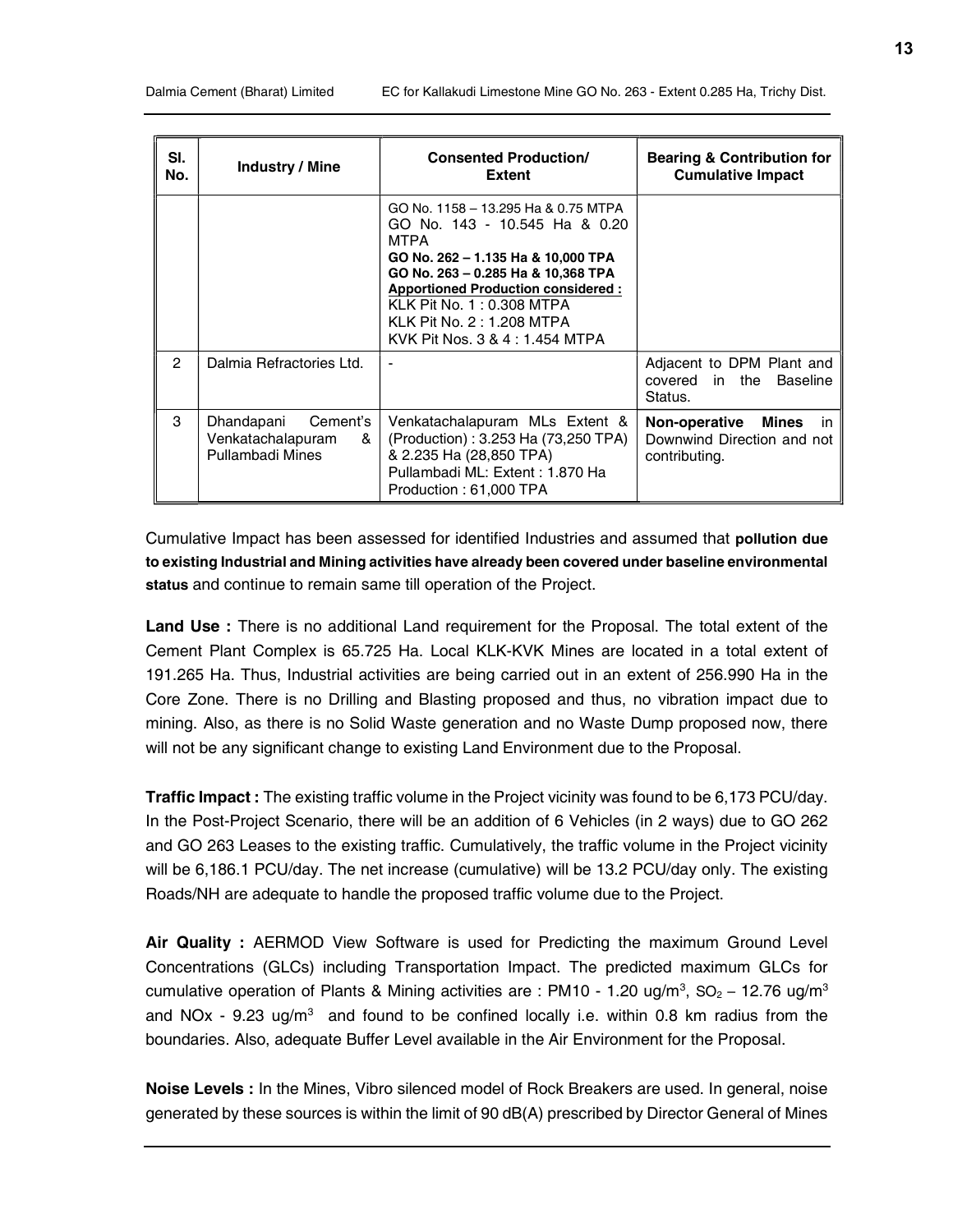| Sl. No. | Industry / Mine | Consented Production/ Extent | Bearing & Contribution for Cumulative Impact |
|---|---|---|---|
| | | GO No. 1158 – 13.295 Ha & 0.75 MTPA<br>GO No. 143 - 10.545 Ha & 0.20 MTPA<br>**GO No. 262 – 1.135 Ha & 10,000 TPA**<br>**GO No. 263 – 0.285 Ha & 10,368 TPA**<br>**<u>Apportioned Production considered :</u>**<br>KLK Pit No. 1 : 0.308 MTPA<br>KLK Pit No. 2 : 1.208 MTPA<br>KVK Pit Nos. 3 & 4 : 1.454 MTPA | |
| 2 | Dalmia Refractories Ltd. | - | Adjacent to DPM Plant and covered in the Baseline Status. |
| 3 | Dhandapani Cement's Venkatachalapuram & Pullambadi Mines | Venkatachalapuram MLs Extent & (Production) : 3.253 Ha (73,250 TPA) & 2.235 Ha (28,850 TPA)<br>Pullambadi ML: Extent : 1.870 Ha Production : 61,000 TPA | **Non-operative Mines** in Downwind Direction and not contributing. |

Cumulative Impact has been assessed for identified Industries and assumed that **pollution due to existing Industrial and Mining activities have already been covered under baseline environmental status** and continue to remain same till operation of the Project.

**Land Use :** There is no additional Land requirement for the Proposal. The total extent of the Cement Plant Complex is 65.725 Ha. Local KLK-KVK Mines are located in a total extent of 191.265 Ha. Thus, Industrial activities are being carried out in an extent of 256.990 Ha in the Core Zone. There is no Drilling and Blasting proposed and thus, no vibration impact due to mining. Also, as there is no Solid Waste generation and no Waste Dump proposed now, there will not be any significant change to existing Land Environment due to the Proposal.

**Traffic Impact :** The existing traffic volume in the Project vicinity was found to be 6,173 PCU/day. In the Post-Project Scenario, there will be an addition of 6 Vehicles (in 2 ways) due to GO 262 and GO 263 Leases to the existing traffic. Cumulatively, the traffic volume in the Project vicinity will be 6,186.1 PCU/day. The net increase (cumulative) will be 13.2 PCU/day only. The existing Roads/NH are adequate to handle the proposed traffic volume due to the Project.

**Air Quality :** AERMOD View Software is used for Predicting the maximum Ground Level Concentrations (GLCs) including Transportation Impact. The predicted maximum GLCs for cumulative operation of Plants & Mining activities are : PM10 - 1.20 ug/m$^3$, $SO_2$ – 12.76 ug/m$^3$ and NOx - 9.23 ug/m$^3$ and found to be confined locally i.e. within 0.8 km radius from the boundaries. Also, adequate Buffer Level available in the Air Environment for the Proposal.

**Noise Levels :** In the Mines, Vibro silenced model of Rock Breakers are used. In general, noise generated by these sources is within the limit of 90 dB(A) prescribed by Director General of Mines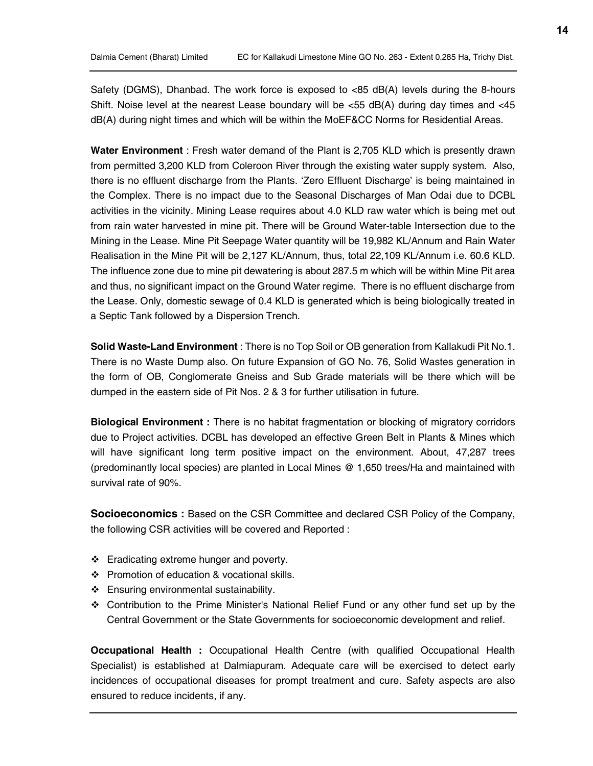Safety (DGMS), Dhanbad. The work force is exposed to <85 dB(A) levels during the 8-hours Shift. Noise level at the nearest Lease boundary will be <55 dB(A) during day times and <45 dB(A) during night times and which will be within the MoEF&CC Norms for Residential Areas.

**Water Environment** : Fresh water demand of the Plant is 2,705 KLD which is presently drawn from permitted 3,200 KLD from Coleroon River through the existing water supply system. Also, there is no effluent discharge from the Plants. 'Zero Effluent Discharge' is being maintained in the Complex. There is no impact due to the Seasonal Discharges of Man Odai due to DCBL activities in the vicinity. Mining Lease requires about 4.0 KLD raw water which is being met out from rain water harvested in mine pit. There will be Ground Water-table Intersection due to the Mining in the Lease. Mine Pit Seepage Water quantity will be 19,982 KL/Annum and Rain Water Realisation in the Mine Pit will be 2,127 KL/Annum, thus, total 22,109 KL/Annum i.e. 60.6 KLD. The influence zone due to mine pit dewatering is about 287.5 m which will be within Mine Pit area and thus, no significant impact on the Ground Water regime. There is no effluent discharge from the Lease. Only, domestic sewage of 0.4 KLD is generated which is being biologically treated in a Septic Tank followed by a Dispersion Trench.

**Solid Waste-Land Environment** : There is no Top Soil or OB generation from Kallakudi Pit No.1. There is no Waste Dump also. On future Expansion of GO No. 76, Solid Wastes generation in the form of OB, Conglomerate Gneiss and Sub Grade materials will be there which will be dumped in the eastern side of Pit Nos. 2 & 3 for further utilisation in future.

**Biological Environment :** There is no habitat fragmentation or blocking of migratory corridors due to Project activities. DCBL has developed an effective Green Belt in Plants & Mines which will have significant long term positive impact on the environment. About, 47,287 trees (predominantly local species) are planted in Local Mines @ 1,650 trees/Ha and maintained with survival rate of 90%.

**Socioeconomics :** Based on the CSR Committee and declared CSR Policy of the Company, the following CSR activities will be covered and Reported :

- Eradicating extreme hunger and poverty.
- Promotion of education & vocational skills.
- Ensuring environmental sustainability.
- Contribution to the Prime Minister's National Relief Fund or any other fund set up by the Central Government or the State Governments for socioeconomic development and relief.

**Occupational Health :** Occupational Health Centre (with qualified Occupational Health Specialist) is established at Dalmiapuram. Adequate care will be exercised to detect early incidences of occupational diseases for prompt treatment and cure. Safety aspects are also ensured to reduce incidents, if any.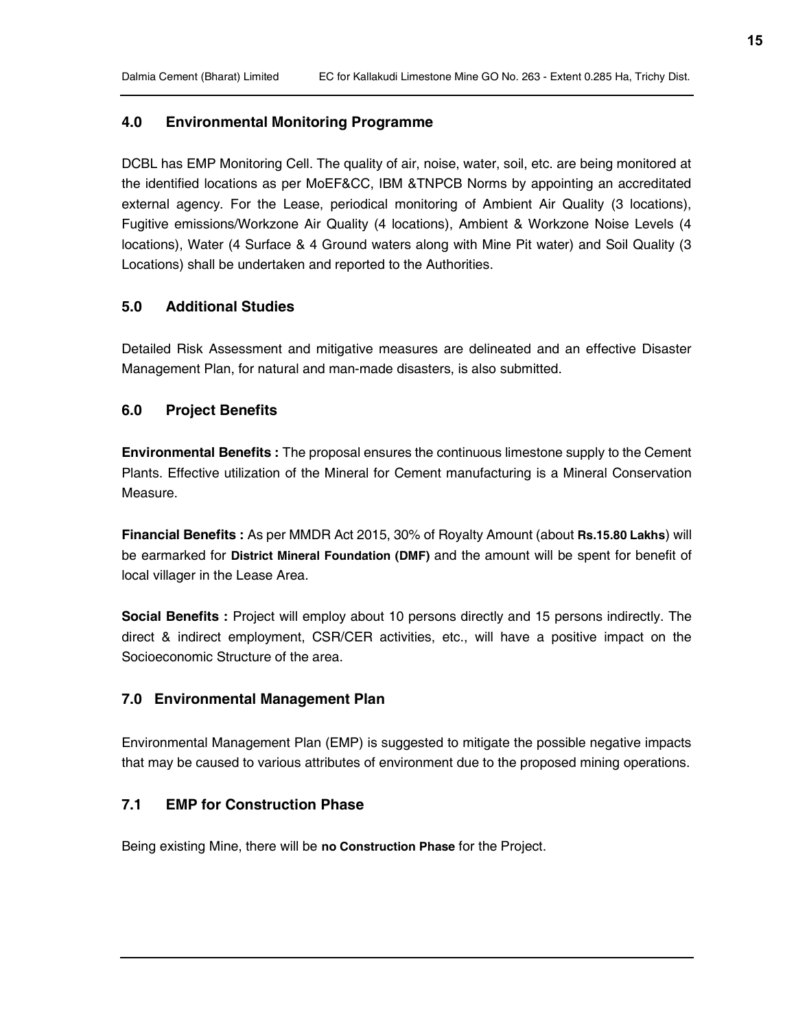## 4.0 Environmental Monitoring Programme

DCBL has EMP Monitoring Cell. The quality of air, noise, water, soil, etc. are being monitored at the identified locations as per MoEF&CC, IBM &TNPCB Norms by appointing an accreditated external agency. For the Lease, periodical monitoring of Ambient Air Quality (3 locations), Fugitive emissions/Workzone Air Quality (4 locations), Ambient & Workzone Noise Levels (4 locations), Water (4 Surface & 4 Ground waters along with Mine Pit water) and Soil Quality (3 Locations) shall be undertaken and reported to the Authorities.

## 5.0 Additional Studies

Detailed Risk Assessment and mitigative measures are delineated and an effective Disaster Management Plan, for natural and man-made disasters, is also submitted.

## 6.0 Project Benefits

**Environmental Benefits :** The proposal ensures the continuous limestone supply to the Cement Plants. Effective utilization of the Mineral for Cement manufacturing is a Mineral Conservation Measure.

**Financial Benefits :** As per MMDR Act 2015, 30% of Royalty Amount (about **Rs.15.80 Lakhs**) will be earmarked for **District Mineral Foundation (DMF)** and the amount will be spent for benefit of local villager in the Lease Area.

**Social Benefits :** Project will employ about 10 persons directly and 15 persons indirectly. The direct & indirect employment, CSR/CER activities, etc., will have a positive impact on the Socioeconomic Structure of the area.

## 7.0 Environmental Management Plan

Environmental Management Plan (EMP) is suggested to mitigate the possible negative impacts that may be caused to various attributes of environment due to the proposed mining operations.

### 7.1 EMP for Construction Phase

Being existing Mine, there will be **no Construction Phase** for the Project.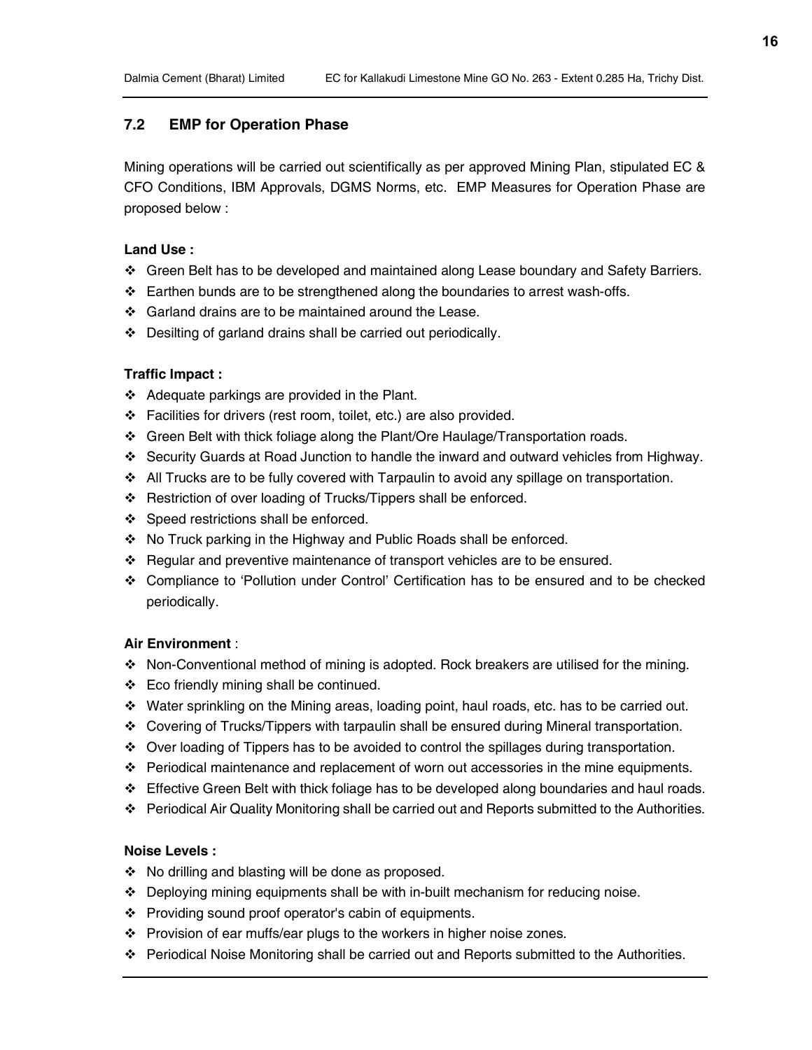## 7.2 EMP for Operation Phase

Mining operations will be carried out scientifically as per approved Mining Plan, stipulated EC & CFO Conditions, IBM Approvals, DGMS Norms, etc. EMP Measures for Operation Phase are proposed below :

**Land Use :**

- Green Belt has to be developed and maintained along Lease boundary and Safety Barriers.
- Earthen bunds are to be strengthened along the boundaries to arrest wash-offs.
- Garland drains are to be maintained around the Lease.
- Desilting of garland drains shall be carried out periodically.

**Traffic Impact :**

- Adequate parkings are provided in the Plant.
- Facilities for drivers (rest room, toilet, etc.) are also provided.
- Green Belt with thick foliage along the Plant/Ore Haulage/Transportation roads.
- Security Guards at Road Junction to handle the inward and outward vehicles from Highway.
- All Trucks are to be fully covered with Tarpaulin to avoid any spillage on transportation.
- Restriction of over loading of Trucks/Tippers shall be enforced.
- Speed restrictions shall be enforced.
- No Truck parking in the Highway and Public Roads shall be enforced.
- Regular and preventive maintenance of transport vehicles are to be ensured.
- Compliance to 'Pollution under Control' Certification has to be ensured and to be checked periodically.

**Air Environment** :

- Non-Conventional method of mining is adopted. Rock breakers are utilised for the mining.
- Eco friendly mining shall be continued.
- Water sprinkling on the Mining areas, loading point, haul roads, etc. has to be carried out.
- Covering of Trucks/Tippers with tarpaulin shall be ensured during Mineral transportation.
- Over loading of Tippers has to be avoided to control the spillages during transportation.
- Periodical maintenance and replacement of worn out accessories in the mine equipments.
- Effective Green Belt with thick foliage has to be developed along boundaries and haul roads.
- Periodical Air Quality Monitoring shall be carried out and Reports submitted to the Authorities.

**Noise Levels :**

- No drilling and blasting will be done as proposed.
- Deploying mining equipments shall be with in-built mechanism for reducing noise.
- Providing sound proof operator's cabin of equipments.
- Provision of ear muffs/ear plugs to the workers in higher noise zones.
- Periodical Noise Monitoring shall be carried out and Reports submitted to the Authorities.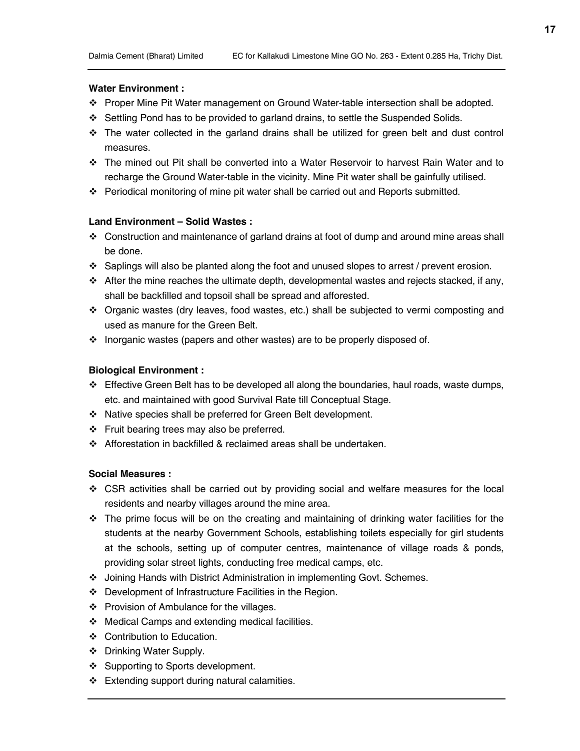**Water Environment :**

- Proper Mine Pit Water management on Ground Water-table intersection shall be adopted.
- Settling Pond has to be provided to garland drains, to settle the Suspended Solids.
- The water collected in the garland drains shall be utilized for green belt and dust control measures.
- The mined out Pit shall be converted into a Water Reservoir to harvest Rain Water and to recharge the Ground Water-table in the vicinity. Mine Pit water shall be gainfully utilised.
- Periodical monitoring of mine pit water shall be carried out and Reports submitted.

**Land Environment – Solid Wastes :**

- Construction and maintenance of garland drains at foot of dump and around mine areas shall be done.
- Saplings will also be planted along the foot and unused slopes to arrest / prevent erosion.
- After the mine reaches the ultimate depth, developmental wastes and rejects stacked, if any, shall be backfilled and topsoil shall be spread and afforested.
- Organic wastes (dry leaves, food wastes, etc.) shall be subjected to vermi composting and used as manure for the Green Belt.
- Inorganic wastes (papers and other wastes) are to be properly disposed of.

**Biological Environment :**

- Effective Green Belt has to be developed all along the boundaries, haul roads, waste dumps, etc. and maintained with good Survival Rate till Conceptual Stage.
- Native species shall be preferred for Green Belt development.
- Fruit bearing trees may also be preferred.
- Afforestation in backfilled & reclaimed areas shall be undertaken.

**Social Measures :**

- CSR activities shall be carried out by providing social and welfare measures for the local residents and nearby villages around the mine area.
- The prime focus will be on the creating and maintaining of drinking water facilities for the students at the nearby Government Schools, establishing toilets especially for girl students at the schools, setting up of computer centres, maintenance of village roads & ponds, providing solar street lights, conducting free medical camps, etc.
- Joining Hands with District Administration in implementing Govt. Schemes.
- Development of Infrastructure Facilities in the Region.
- Provision of Ambulance for the villages.
- Medical Camps and extending medical facilities.
- Contribution to Education.
- Drinking Water Supply.
- Supporting to Sports development.
- Extending support during natural calamities.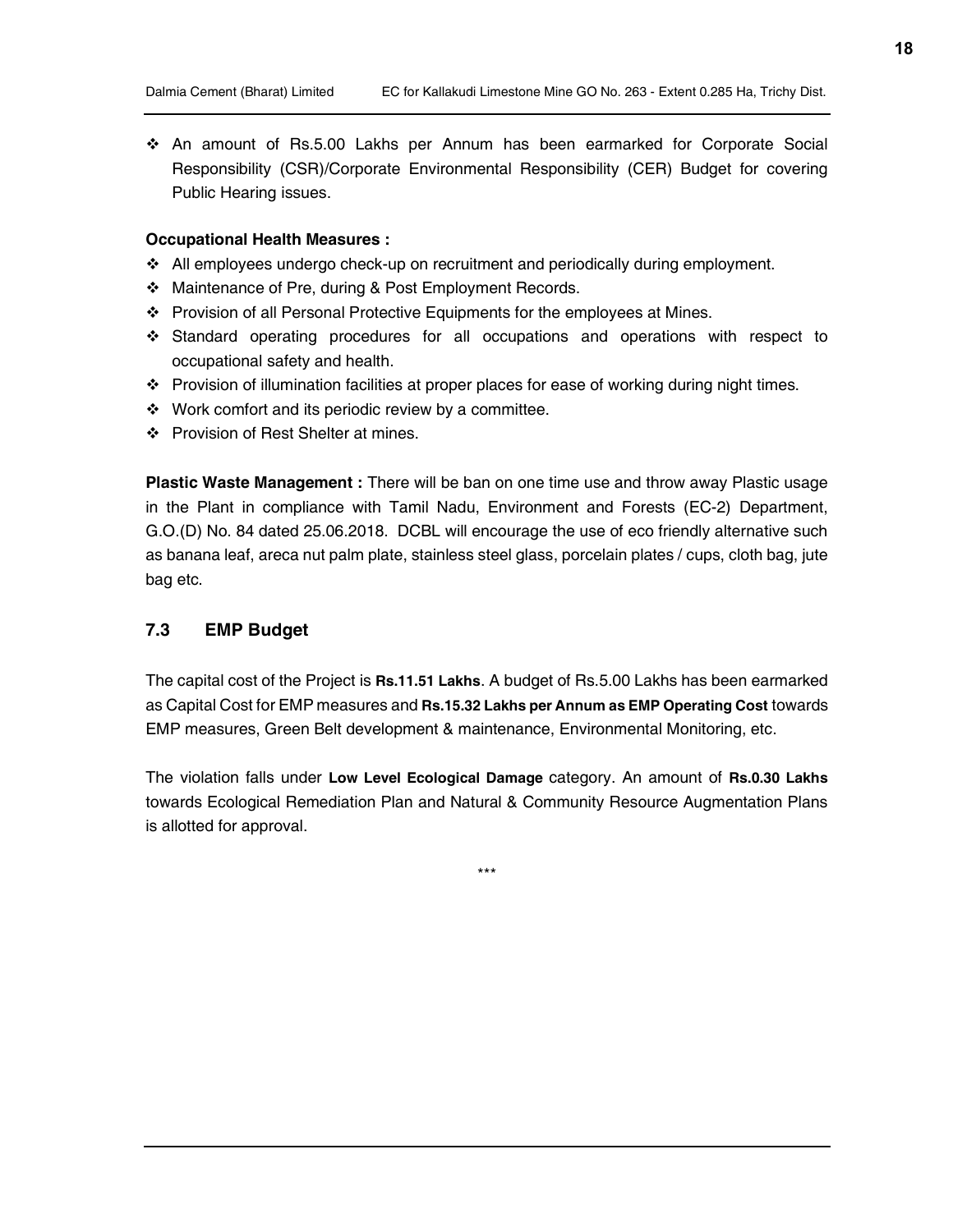- An amount of Rs.5.00 Lakhs per Annum has been earmarked for Corporate Social Responsibility (CSR)/Corporate Environmental Responsibility (CER) Budget for covering Public Hearing issues.

**Occupational Health Measures :**

- All employees undergo check-up on recruitment and periodically during employment.
- Maintenance of Pre, during & Post Employment Records.
- Provision of all Personal Protective Equipments for the employees at Mines.
- Standard operating procedures for all occupations and operations with respect to occupational safety and health.
- Provision of illumination facilities at proper places for ease of working during night times.
- Work comfort and its periodic review by a committee.
- Provision of Rest Shelter at mines.

**Plastic Waste Management :** There will be ban on one time use and throw away Plastic usage in the Plant in compliance with Tamil Nadu, Environment and Forests (EC-2) Department, G.O.(D) No. 84 dated 25.06.2018. DCBL will encourage the use of eco friendly alternative such as banana leaf, areca nut palm plate, stainless steel glass, porcelain plates / cups, cloth bag, jute bag etc.

## 7.3 EMP Budget

The capital cost of the Project is **Rs.11.51 Lakhs**. A budget of Rs.5.00 Lakhs has been earmarked as Capital Cost for EMP measures and **Rs.15.32 Lakhs per Annum as EMP Operating Cost** towards EMP measures, Green Belt development & maintenance, Environmental Monitoring, etc.

The violation falls under **Low Level Ecological Damage** category. An amount of **Rs.0.30 Lakhs** towards Ecological Remediation Plan and Natural & Community Resource Augmentation Plans is allotted for approval.

\*\*\*